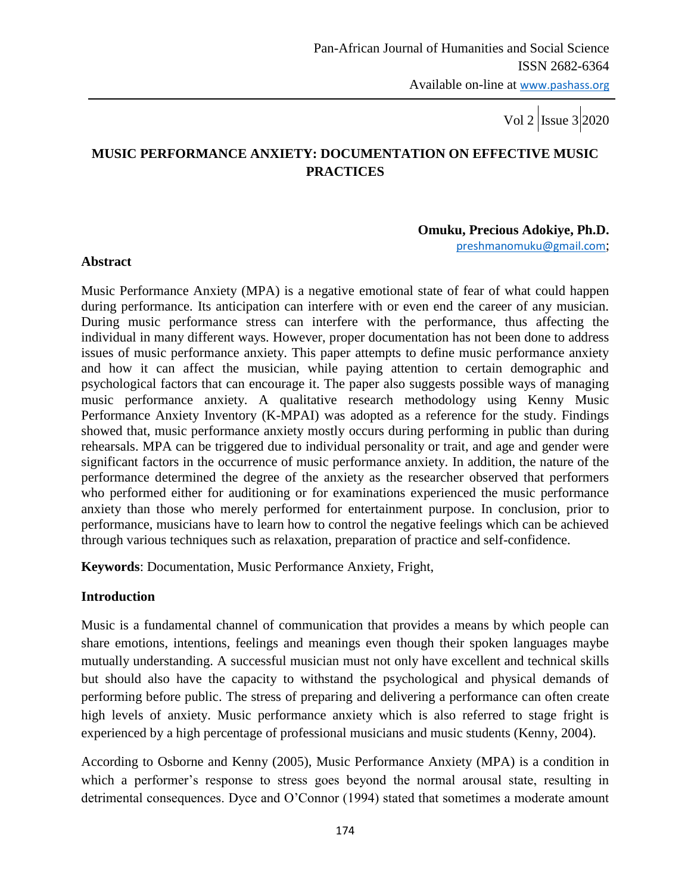# MUSIC PERFORMANCE ANXIETY: DOCUMENTATION ON EFFECTIVE MUSIC PRACTICES

**Omuku, Precious Adokiye, Ph.D.**
preshmanomuku@gmail.com;

## Abstract

Music Performance Anxiety (MPA) is a negative emotional state of fear of what could happen during performance. Its anticipation can interfere with or even end the career of any musician. During music performance stress can interfere with the performance, thus affecting the individual in many different ways. However, proper documentation has not been done to address issues of music performance anxiety. This paper attempts to define music performance anxiety and how it can affect the musician, while paying attention to certain demographic and psychological factors that can encourage it. The paper also suggests possible ways of managing music performance anxiety. A qualitative research methodology using Kenny Music Performance Anxiety Inventory (K-MPAI) was adopted as a reference for the study. Findings showed that, music performance anxiety mostly occurs during performing in public than during rehearsals. MPA can be triggered due to individual personality or trait, and age and gender were significant factors in the occurrence of music performance anxiety. In addition, the nature of the performance determined the degree of the anxiety as the researcher observed that performers who performed either for auditioning or for examinations experienced the music performance anxiety than those who merely performed for entertainment purpose. In conclusion, prior to performance, musicians have to learn how to control the negative feelings which can be achieved through various techniques such as relaxation, preparation of practice and self-confidence.

**Keywords**: Documentation, Music Performance Anxiety, Fright,

## Introduction

Music is a fundamental channel of communication that provides a means by which people can share emotions, intentions, feelings and meanings even though their spoken languages maybe mutually understanding. A successful musician must not only have excellent and technical skills but should also have the capacity to withstand the psychological and physical demands of performing before public. The stress of preparing and delivering a performance can often create high levels of anxiety. Music performance anxiety which is also referred to stage fright is experienced by a high percentage of professional musicians and music students (Kenny, 2004).

According to Osborne and Kenny (2005), Music Performance Anxiety (MPA) is a condition in which a performer's response to stress goes beyond the normal arousal state, resulting in detrimental consequences. Dyce and O'Connor (1994) stated that sometimes a moderate amount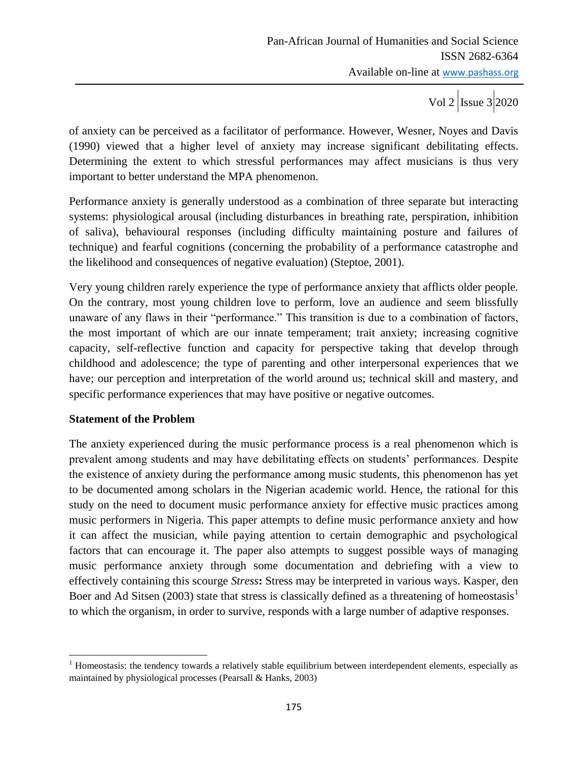of anxiety can be perceived as a facilitator of performance. However, Wesner, Noyes and Davis (1990) viewed that a higher level of anxiety may increase significant debilitating effects. Determining the extent to which stressful performances may affect musicians is thus very important to better understand the MPA phenomenon.

Performance anxiety is generally understood as a combination of three separate but interacting systems: physiological arousal (including disturbances in breathing rate, perspiration, inhibition of saliva), behavioural responses (including difficulty maintaining posture and failures of technique) and fearful cognitions (concerning the probability of a performance catastrophe and the likelihood and consequences of negative evaluation) (Steptoe, 2001).

Very young children rarely experience the type of performance anxiety that afflicts older people. On the contrary, most young children love to perform, love an audience and seem blissfully unaware of any flaws in their "performance." This transition is due to a combination of factors, the most important of which are our innate temperament; trait anxiety; increasing cognitive capacity, self-reflective function and capacity for perspective taking that develop through childhood and adolescence; the type of parenting and other interpersonal experiences that we have; our perception and interpretation of the world around us; technical skill and mastery, and specific performance experiences that may have positive or negative outcomes.

**Statement of the Problem**

The anxiety experienced during the music performance process is a real phenomenon which is prevalent among students and may have debilitating effects on students' performances. Despite the existence of anxiety during the performance among music students, this phenomenon has yet to be documented among scholars in the Nigerian academic world. Hence, the rational for this study on the need to document music performance anxiety for effective music practices among music performers in Nigeria. This paper attempts to define music performance anxiety and how it can affect the musician, while paying attention to certain demographic and psychological factors that can encourage it. The paper also attempts to suggest possible ways of managing music performance anxiety through some documentation and debriefing with a view to effectively containing this scourge ***Stress*****:** Stress may be interpreted in various ways. Kasper, den Boer and Ad Sitsen (2003) state that stress is classically defined as a threatening of homeostasis[1] to which the organism, in order to survive, responds with a large number of adaptive responses.

[1] Homeostasis: the tendency towards a relatively stable equilibrium between interdependent elements, especially as maintained by physiological processes (Pearsall & Hanks, 2003)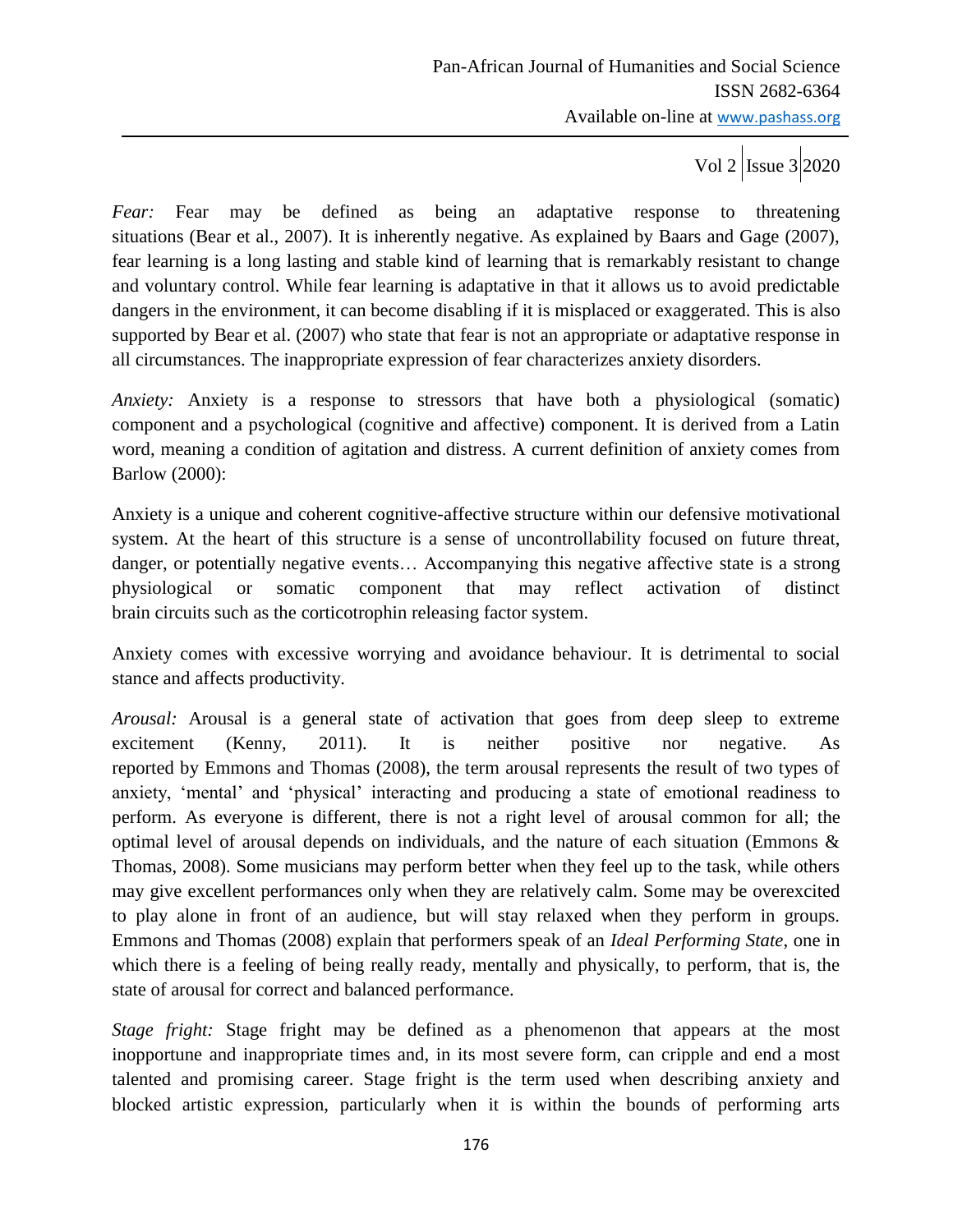*Fear:* Fear may be defined as being an adaptative response to threatening situations (Bear et al., 2007). It is inherently negative. As explained by Baars and Gage (2007), fear learning is a long lasting and stable kind of learning that is remarkably resistant to change and voluntary control. While fear learning is adaptative in that it allows us to avoid predictable dangers in the environment, it can become disabling if it is misplaced or exaggerated. This is also supported by Bear et al. (2007) who state that fear is not an appropriate or adaptative response in all circumstances. The inappropriate expression of fear characterizes anxiety disorders.

*Anxiety:* Anxiety is a response to stressors that have both a physiological (somatic) component and a psychological (cognitive and affective) component. It is derived from a Latin word, meaning a condition of agitation and distress. A current definition of anxiety comes from Barlow (2000):

Anxiety is a unique and coherent cognitive-affective structure within our defensive motivational system. At the heart of this structure is a sense of uncontrollability focused on future threat, danger, or potentially negative events… Accompanying this negative affective state is a strong physiological or somatic component that may reflect activation of distinct brain circuits such as the corticotrophin releasing factor system.

Anxiety comes with excessive worrying and avoidance behaviour. It is detrimental to social stance and affects productivity.

*Arousal:* Arousal is a general state of activation that goes from deep sleep to extreme excitement (Kenny, 2011). It is neither positive nor negative. As reported by Emmons and Thomas (2008), the term arousal represents the result of two types of anxiety, 'mental' and 'physical' interacting and producing a state of emotional readiness to perform. As everyone is different, there is not a right level of arousal common for all; the optimal level of arousal depends on individuals, and the nature of each situation (Emmons & Thomas, 2008). Some musicians may perform better when they feel up to the task, while others may give excellent performances only when they are relatively calm. Some may be overexcited to play alone in front of an audience, but will stay relaxed when they perform in groups. Emmons and Thomas (2008) explain that performers speak of an *Ideal Performing State*, one in which there is a feeling of being really ready, mentally and physically, to perform, that is, the state of arousal for correct and balanced performance.

*Stage fright:* Stage fright may be defined as a phenomenon that appears at the most inopportune and inappropriate times and, in its most severe form, can cripple and end a most talented and promising career. Stage fright is the term used when describing anxiety and blocked artistic expression, particularly when it is within the bounds of performing arts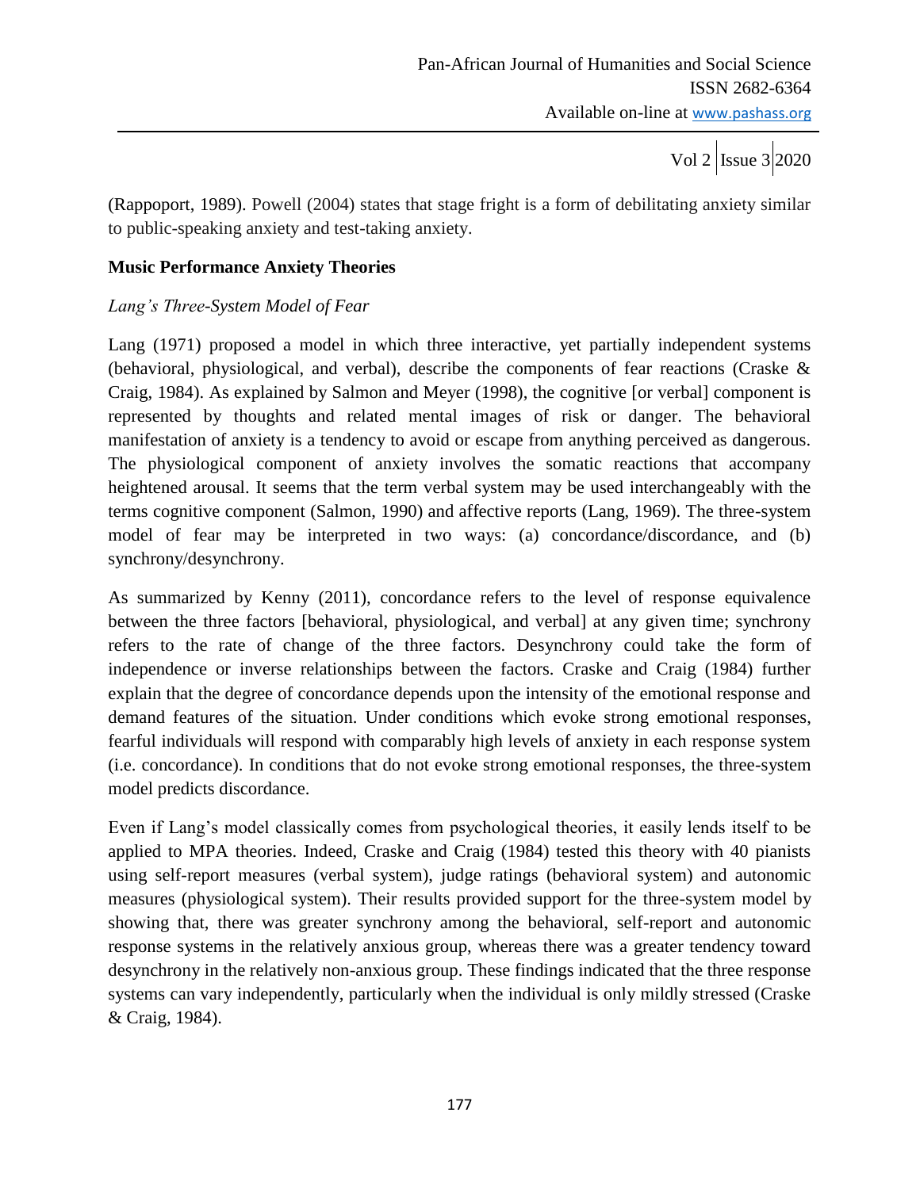(Rappoport, 1989). Powell (2004) states that stage fright is a form of debilitating anxiety similar to public-speaking anxiety and test-taking anxiety.

## Music Performance Anxiety Theories

### *Lang's Three-System Model of Fear*

Lang (1971) proposed a model in which three interactive, yet partially independent systems (behavioral, physiological, and verbal), describe the components of fear reactions (Craske & Craig, 1984). As explained by Salmon and Meyer (1998), the cognitive [or verbal] component is represented by thoughts and related mental images of risk or danger. The behavioral manifestation of anxiety is a tendency to avoid or escape from anything perceived as dangerous. The physiological component of anxiety involves the somatic reactions that accompany heightened arousal. It seems that the term verbal system may be used interchangeably with the terms cognitive component (Salmon, 1990) and affective reports (Lang, 1969). The three-system model of fear may be interpreted in two ways: (a) concordance/discordance, and (b) synchrony/desynchrony.

As summarized by Kenny (2011), concordance refers to the level of response equivalence between the three factors [behavioral, physiological, and verbal] at any given time; synchrony refers to the rate of change of the three factors. Desynchrony could take the form of independence or inverse relationships between the factors. Craske and Craig (1984) further explain that the degree of concordance depends upon the intensity of the emotional response and demand features of the situation. Under conditions which evoke strong emotional responses, fearful individuals will respond with comparably high levels of anxiety in each response system (i.e. concordance). In conditions that do not evoke strong emotional responses, the three-system model predicts discordance.

Even if Lang's model classically comes from psychological theories, it easily lends itself to be applied to MPA theories. Indeed, Craske and Craig (1984) tested this theory with 40 pianists using self-report measures (verbal system), judge ratings (behavioral system) and autonomic measures (physiological system). Their results provided support for the three-system model by showing that, there was greater synchrony among the behavioral, self-report and autonomic response systems in the relatively anxious group, whereas there was a greater tendency toward desynchrony in the relatively non-anxious group. These findings indicated that the three response systems can vary independently, particularly when the individual is only mildly stressed (Craske & Craig, 1984).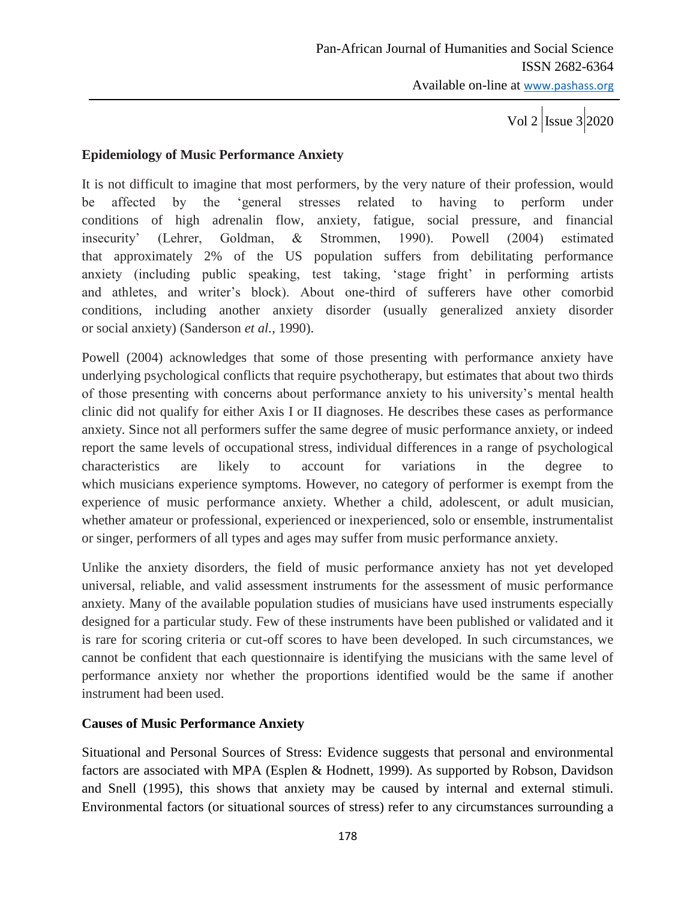**Epidemiology of Music Performance Anxiety**

It is not difficult to imagine that most performers, by the very nature of their profession, would be affected by the 'general stresses related to having to perform under conditions of high adrenalin flow, anxiety, fatigue, social pressure, and financial insecurity' (Lehrer, Goldman, & Strommen, 1990). Powell (2004) estimated that approximately 2% of the US population suffers from debilitating performance anxiety (including public speaking, test taking, 'stage fright' in performing artists and athletes, and writer's block). About one-third of sufferers have other comorbid conditions, including another anxiety disorder (usually generalized anxiety disorder or social anxiety) (Sanderson *et al.*, 1990).

Powell (2004) acknowledges that some of those presenting with performance anxiety have underlying psychological conflicts that require psychotherapy, but estimates that about two thirds of those presenting with concerns about performance anxiety to his university's mental health clinic did not qualify for either Axis I or II diagnoses. He describes these cases as performance anxiety. Since not all performers suffer the same degree of music performance anxiety, or indeed report the same levels of occupational stress, individual differences in a range of psychological characteristics are likely to account for variations in the degree to which musicians experience symptoms. However, no category of performer is exempt from the experience of music performance anxiety. Whether a child, adolescent, or adult musician, whether amateur or professional, experienced or inexperienced, solo or ensemble, instrumentalist or singer, performers of all types and ages may suffer from music performance anxiety.

Unlike the anxiety disorders, the field of music performance anxiety has not yet developed universal, reliable, and valid assessment instruments for the assessment of music performance anxiety. Many of the available population studies of musicians have used instruments especially designed for a particular study. Few of these instruments have been published or validated and it is rare for scoring criteria or cut-off scores to have been developed. In such circumstances, we cannot be confident that each questionnaire is identifying the musicians with the same level of performance anxiety nor whether the proportions identified would be the same if another instrument had been used.

**Causes of Music Performance Anxiety**

Situational and Personal Sources of Stress: Evidence suggests that personal and environmental factors are associated with MPA (Esplen & Hodnett, 1999). As supported by Robson, Davidson and Snell (1995), this shows that anxiety may be caused by internal and external stimuli. Environmental factors (or situational sources of stress) refer to any circumstances surrounding a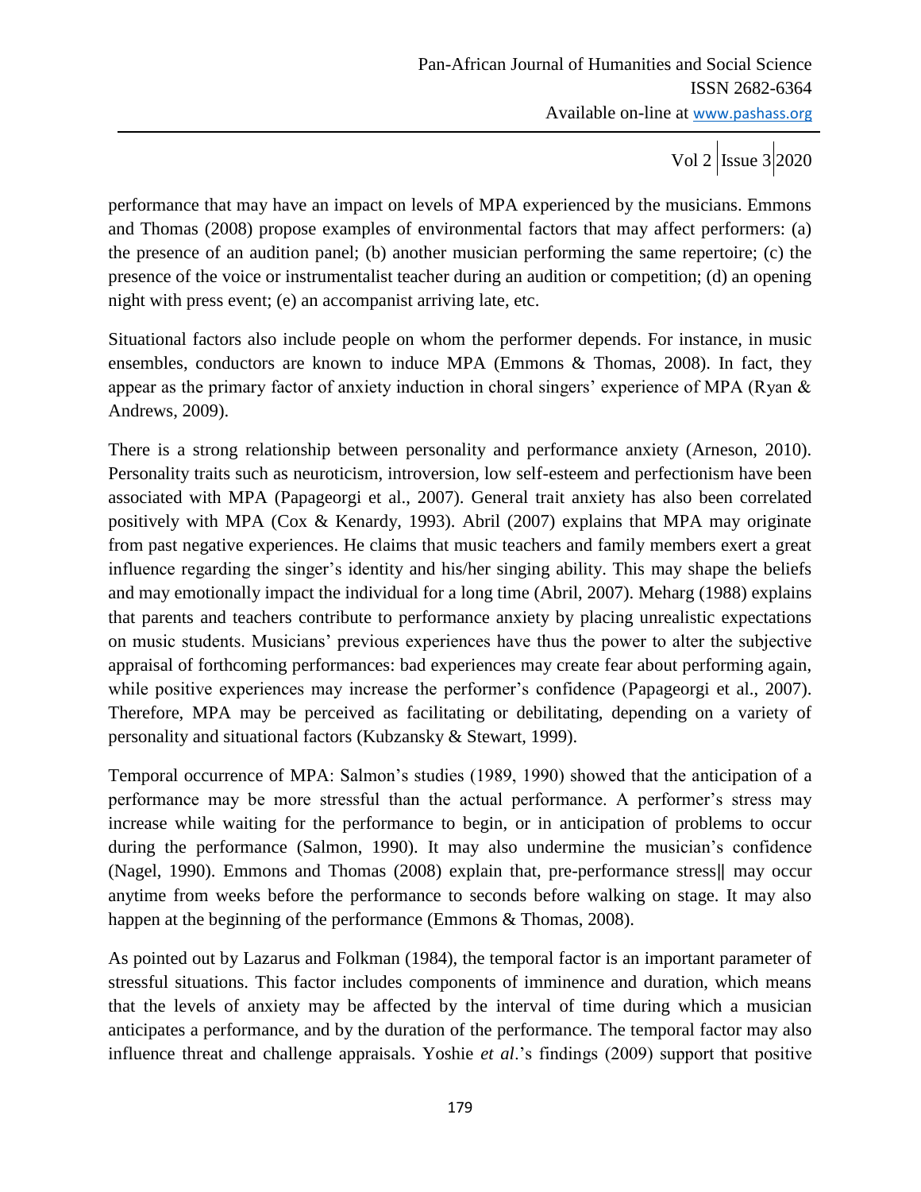performance that may have an impact on levels of MPA experienced by the musicians. Emmons and Thomas (2008) propose examples of environmental factors that may affect performers: (a) the presence of an audition panel; (b) another musician performing the same repertoire; (c) the presence of the voice or instrumentalist teacher during an audition or competition; (d) an opening night with press event; (e) an accompanist arriving late, etc.

Situational factors also include people on whom the performer depends. For instance, in music ensembles, conductors are known to induce MPA (Emmons & Thomas, 2008). In fact, they appear as the primary factor of anxiety induction in choral singers' experience of MPA (Ryan & Andrews, 2009).

There is a strong relationship between personality and performance anxiety (Arneson, 2010). Personality traits such as neuroticism, introversion, low self-esteem and perfectionism have been associated with MPA (Papageorgi et al., 2007). General trait anxiety has also been correlated positively with MPA (Cox & Kenardy, 1993). Abril (2007) explains that MPA may originate from past negative experiences. He claims that music teachers and family members exert a great influence regarding the singer's identity and his/her singing ability. This may shape the beliefs and may emotionally impact the individual for a long time (Abril, 2007). Meharg (1988) explains that parents and teachers contribute to performance anxiety by placing unrealistic expectations on music students. Musicians' previous experiences have thus the power to alter the subjective appraisal of forthcoming performances: bad experiences may create fear about performing again, while positive experiences may increase the performer's confidence (Papageorgi et al., 2007). Therefore, MPA may be perceived as facilitating or debilitating, depending on a variety of personality and situational factors (Kubzansky & Stewart, 1999).

Temporal occurrence of MPA: Salmon's studies (1989, 1990) showed that the anticipation of a performance may be more stressful than the actual performance. A performer's stress may increase while waiting for the performance to begin, or in anticipation of problems to occur during the performance (Salmon, 1990). It may also undermine the musician's confidence (Nagel, 1990). Emmons and Thomas (2008) explain that, pre-performance stress‖ may occur anytime from weeks before the performance to seconds before walking on stage. It may also happen at the beginning of the performance (Emmons & Thomas, 2008).

As pointed out by Lazarus and Folkman (1984), the temporal factor is an important parameter of stressful situations. This factor includes components of imminence and duration, which means that the levels of anxiety may be affected by the interval of time during which a musician anticipates a performance, and by the duration of the performance. The temporal factor may also influence threat and challenge appraisals. Yoshie *et al*.'s findings (2009) support that positive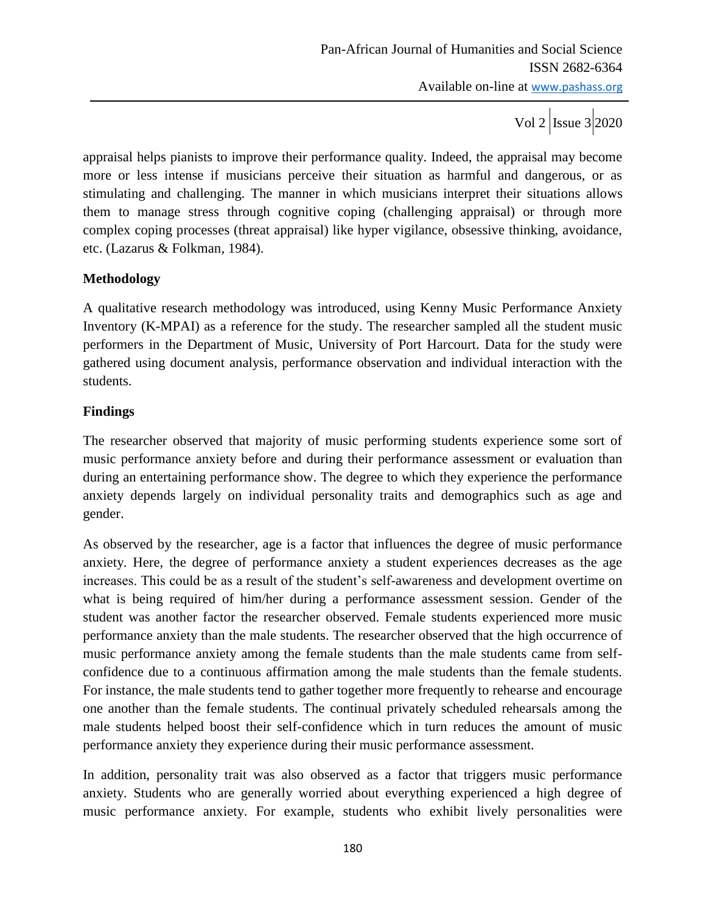appraisal helps pianists to improve their performance quality. Indeed, the appraisal may become more or less intense if musicians perceive their situation as harmful and dangerous, or as stimulating and challenging. The manner in which musicians interpret their situations allows them to manage stress through cognitive coping (challenging appraisal) or through more complex coping processes (threat appraisal) like hyper vigilance, obsessive thinking, avoidance, etc. (Lazarus & Folkman, 1984).

**Methodology**

A qualitative research methodology was introduced, using Kenny Music Performance Anxiety Inventory (K-MPAI) as a reference for the study. The researcher sampled all the student music performers in the Department of Music, University of Port Harcourt. Data for the study were gathered using document analysis, performance observation and individual interaction with the students.

**Findings**

The researcher observed that majority of music performing students experience some sort of music performance anxiety before and during their performance assessment or evaluation than during an entertaining performance show. The degree to which they experience the performance anxiety depends largely on individual personality traits and demographics such as age and gender.

As observed by the researcher, age is a factor that influences the degree of music performance anxiety. Here, the degree of performance anxiety a student experiences decreases as the age increases. This could be as a result of the student's self-awareness and development overtime on what is being required of him/her during a performance assessment session. Gender of the student was another factor the researcher observed. Female students experienced more music performance anxiety than the male students. The researcher observed that the high occurrence of music performance anxiety among the female students than the male students came from self-confidence due to a continuous affirmation among the male students than the female students. For instance, the male students tend to gather together more frequently to rehearse and encourage one another than the female students. The continual privately scheduled rehearsals among the male students helped boost their self-confidence which in turn reduces the amount of music performance anxiety they experience during their music performance assessment.

In addition, personality trait was also observed as a factor that triggers music performance anxiety. Students who are generally worried about everything experienced a high degree of music performance anxiety. For example, students who exhibit lively personalities were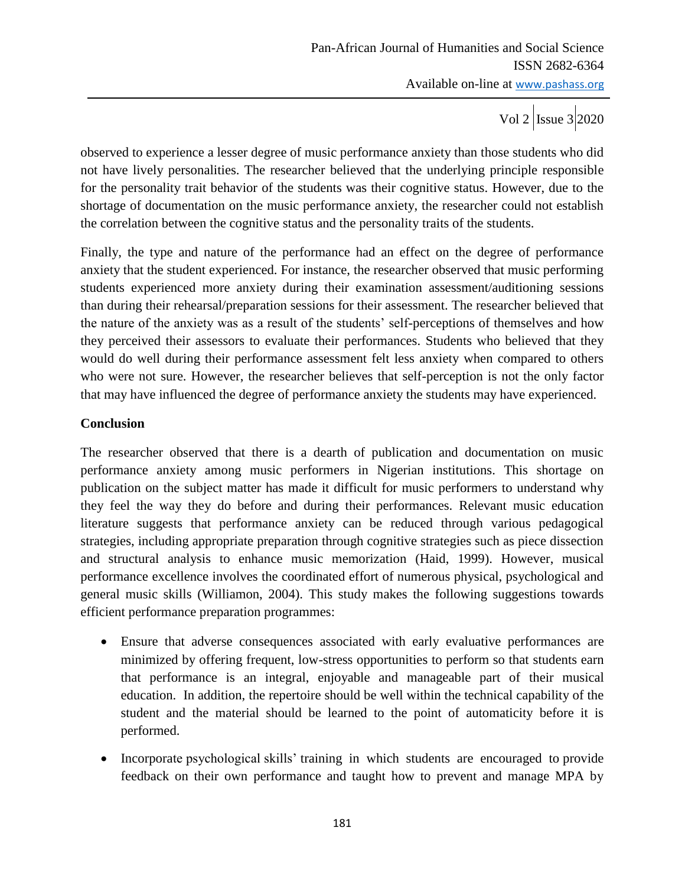observed to experience a lesser degree of music performance anxiety than those students who did not have lively personalities. The researcher believed that the underlying principle responsible for the personality trait behavior of the students was their cognitive status. However, due to the shortage of documentation on the music performance anxiety, the researcher could not establish the correlation between the cognitive status and the personality traits of the students.

Finally, the type and nature of the performance had an effect on the degree of performance anxiety that the student experienced. For instance, the researcher observed that music performing students experienced more anxiety during their examination assessment/auditioning sessions than during their rehearsal/preparation sessions for their assessment. The researcher believed that the nature of the anxiety was as a result of the students' self-perceptions of themselves and how they perceived their assessors to evaluate their performances. Students who believed that they would do well during their performance assessment felt less anxiety when compared to others who were not sure. However, the researcher believes that self-perception is not the only factor that may have influenced the degree of performance anxiety the students may have experienced.

**Conclusion**

The researcher observed that there is a dearth of publication and documentation on music performance anxiety among music performers in Nigerian institutions. This shortage on publication on the subject matter has made it difficult for music performers to understand why they feel the way they do before and during their performances. Relevant music education literature suggests that performance anxiety can be reduced through various pedagogical strategies, including appropriate preparation through cognitive strategies such as piece dissection and structural analysis to enhance music memorization (Haid, 1999). However, musical performance excellence involves the coordinated effort of numerous physical, psychological and general music skills (Williamon, 2004). This study makes the following suggestions towards efficient performance preparation programmes:

- Ensure that adverse consequences associated with early evaluative performances are minimized by offering frequent, low-stress opportunities to perform so that students earn that performance is an integral, enjoyable and manageable part of their musical education. In addition, the repertoire should be well within the technical capability of the student and the material should be learned to the point of automaticity before it is performed.
- Incorporate psychological skills' training in which students are encouraged to provide feedback on their own performance and taught how to prevent and manage MPA by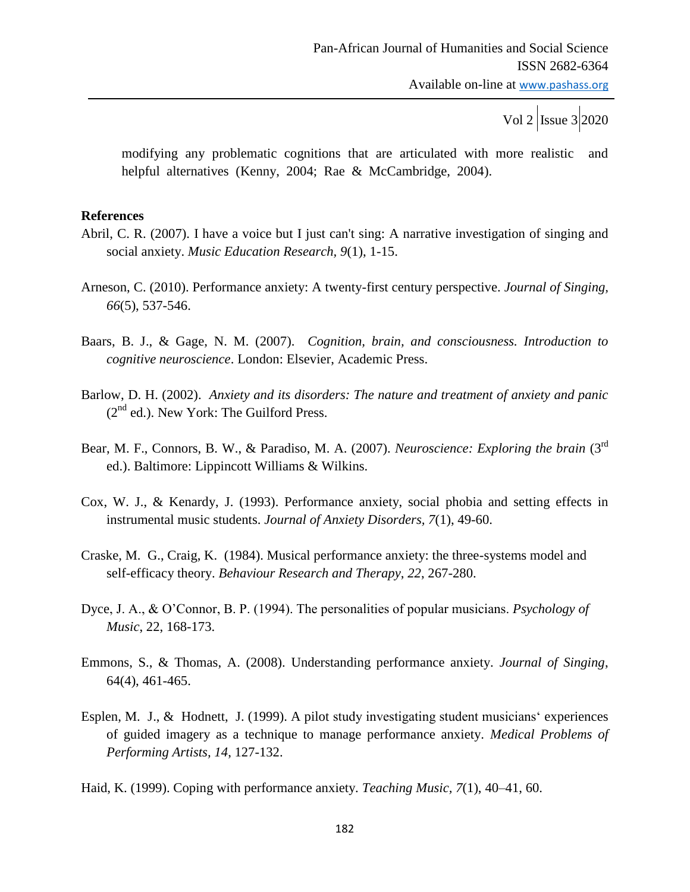modifying any problematic cognitions that are articulated with more realistic and helpful alternatives (Kenny, 2004; Rae & McCambridge, 2004).

**References**

Abril, C. R. (2007). I have a voice but I just can't sing: A narrative investigation of singing and social anxiety. *Music Education Research, 9*(1), 1-15.

Arneson, C. (2010). Performance anxiety: A twenty-first century perspective. *Journal of Singing, 66*(5), 537-546.

Baars, B. J., & Gage, N. M. (2007). *Cognition, brain, and consciousness. Introduction to cognitive neuroscience*. London: Elsevier, Academic Press.

Barlow, D. H. (2002). *Anxiety and its disorders: The nature and treatment of anxiety and panic* (2nd ed.). New York: The Guilford Press.

Bear, M. F., Connors, B. W., & Paradiso, M. A. (2007). *Neuroscience: Exploring the brain* (3rd ed.). Baltimore: Lippincott Williams & Wilkins.

Cox, W. J., & Kenardy, J. (1993). Performance anxiety, social phobia and setting effects in instrumental music students. *Journal of Anxiety Disorders, 7*(1), 49-60.

Craske, M. G., Craig, K. (1984). Musical performance anxiety: the three-systems model and self-efficacy theory. *Behaviour Research and Therapy*, *22*, 267-280.

Dyce, J. A., & O'Connor, B. P. (1994). The personalities of popular musicians. *Psychology of Music*, 22, 168-173.

Emmons, S., & Thomas, A. (2008). Understanding performance anxiety. *Journal of Singing*, 64(4), 461-465.

Esplen, M. J., & Hodnett, J. (1999). A pilot study investigating student musicians' experiences of guided imagery as a technique to manage performance anxiety. *Medical Problems of Performing Artists, 14*, 127-132.

Haid, K. (1999). Coping with performance anxiety. *Teaching Music, 7*(1), 40–41, 60.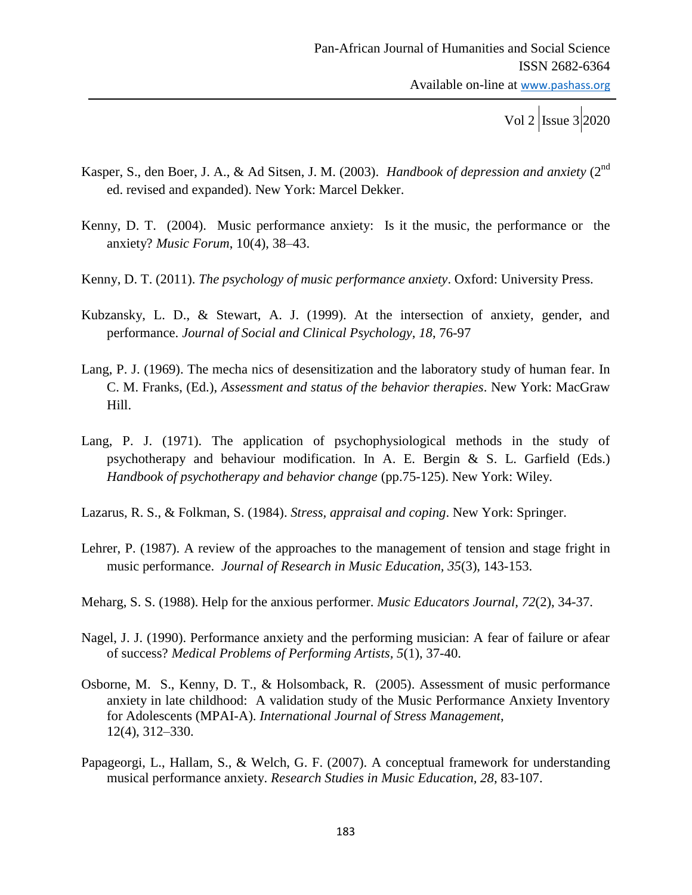Kasper, S., den Boer, J. A., & Ad Sitsen, J. M. (2003). *Handbook of depression and anxiety* (2nd ed. revised and expanded). New York: Marcel Dekker.

Kenny, D. T. (2004). Music performance anxiety: Is it the music, the performance or the anxiety? *Music Forum*, 10(4), 38–43.

Kenny, D. T. (2011). *The psychology of music performance anxiety*. Oxford: University Press.

Kubzansky, L. D., & Stewart, A. J. (1999). At the intersection of anxiety, gender, and performance. *Journal of Social and Clinical Psychology, 18*, 76-97

Lang, P. J. (1969). The mecha nics of desensitization and the laboratory study of human fear. In C. M. Franks, (Ed.), *Assessment and status of the behavior therapies*. New York: MacGraw Hill.

Lang, P. J. (1971). The application of psychophysiological methods in the study of psychotherapy and behaviour modification. In A. E. Bergin & S. L. Garfield (Eds.) *Handbook of psychotherapy and behavior change* (pp.75-125). New York: Wiley.

Lazarus, R. S., & Folkman, S. (1984). *Stress, appraisal and coping*. New York: Springer.

Lehrer, P. (1987). A review of the approaches to the management of tension and stage fright in music performance. *Journal of Research in Music Education, 35*(3), 143-153.

Meharg, S. S. (1988). Help for the anxious performer. *Music Educators Journal, 72*(2), 34-37.

Nagel, J. J. (1990). Performance anxiety and the performing musician: A fear of failure or afear of success? *Medical Problems of Performing Artists, 5*(1), 37-40.

Osborne, M. S., Kenny, D. T., & Holsomback, R. (2005). Assessment of music performance anxiety in late childhood: A validation study of the Music Performance Anxiety Inventory for Adolescents (MPAI-A). *International Journal of Stress Management*, 12(4), 312–330.

Papageorgi, L., Hallam, S., & Welch, G. F. (2007). A conceptual framework for understanding musical performance anxiety. *Research Studies in Music Education, 28*, 83-107.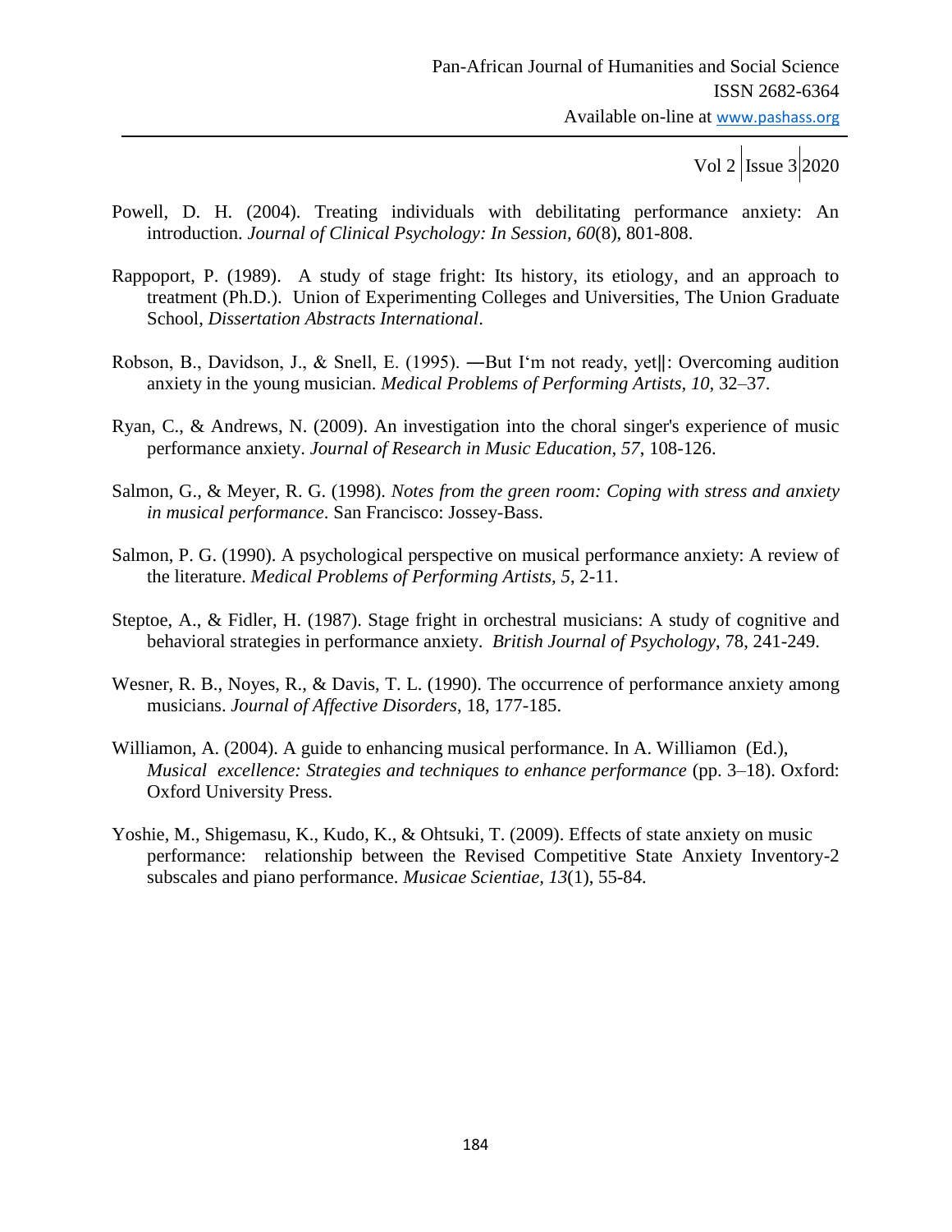Powell, D. H. (2004). Treating individuals with debilitating performance anxiety: An introduction. *Journal of Clinical Psychology: In Session, 60*(8), 801-808.

Rappoport, P. (1989). A study of stage fright: Its history, its etiology, and an approach to treatment (Ph.D.). Union of Experimenting Colleges and Universities, The Union Graduate School, *Dissertation Abstracts International*.

Robson, B., Davidson, J., & Snell, E. (1995). ―But I'm not ready, yet‖: Overcoming audition anxiety in the young musician. *Medical Problems of Performing Artists, 10*, 32–37.

Ryan, C., & Andrews, N. (2009). An investigation into the choral singer's experience of music performance anxiety. *Journal of Research in Music Education, 57*, 108-126.

Salmon, G., & Meyer, R. G. (1998). *Notes from the green room: Coping with stress and anxiety in musical performance*. San Francisco: Jossey-Bass.

Salmon, P. G. (1990). A psychological perspective on musical performance anxiety: A review of the literature. *Medical Problems of Performing Artists, 5*, 2-11.

Steptoe, A., & Fidler, H. (1987). Stage fright in orchestral musicians: A study of cognitive and behavioral strategies in performance anxiety. *British Journal of Psychology*, 78, 241-249.

Wesner, R. B., Noyes, R., & Davis, T. L. (1990). The occurrence of performance anxiety among musicians. *Journal of Affective Disorders*, 18, 177-185.

Williamon, A. (2004). A guide to enhancing musical performance. In A. Williamon (Ed.), *Musical excellence: Strategies and techniques to enhance performance* (pp. 3–18). Oxford: Oxford University Press.

Yoshie, M., Shigemasu, K., Kudo, K., & Ohtsuki, T. (2009). Effects of state anxiety on music performance: relationship between the Revised Competitive State Anxiety Inventory-2 subscales and piano performance. *Musicae Scientiae, 13*(1), 55-84.